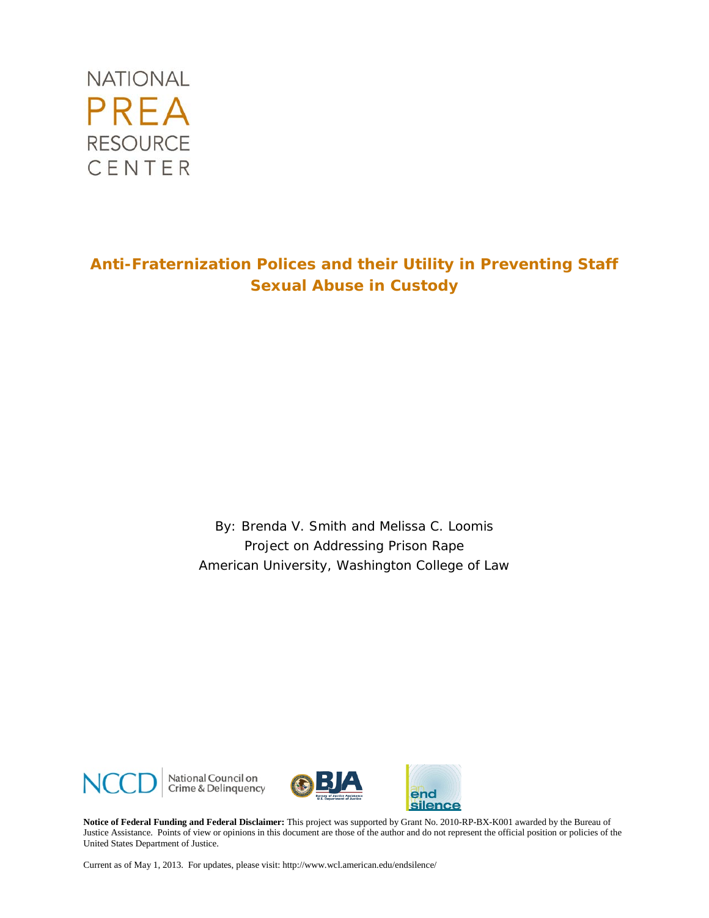NATIONAL
PREA
RESOURCE
CENTER

# Anti-Fraternization Polices and their Utility in Preventing Staff Sexual Abuse in Custody

By: Brenda V. Smith and Melissa C. Loomis
Project on Addressing Prison Rape
American University, Washington College of Law

NCCD National Council on Crime & Delinquency

BJA Bureau of Justice Assistance U.S. Department of Justice

end silence

**Notice of Federal Funding and Federal Disclaimer:** This project was supported by Grant No. 2010-RP-BX-K001 awarded by the Bureau of Justice Assistance. Points of view or opinions in this document are those of the author and do not represent the official position or policies of the United States Department of Justice.

Current as of May 1, 2013. For updates, please visit: http://www.wcl.american.edu/endsilence/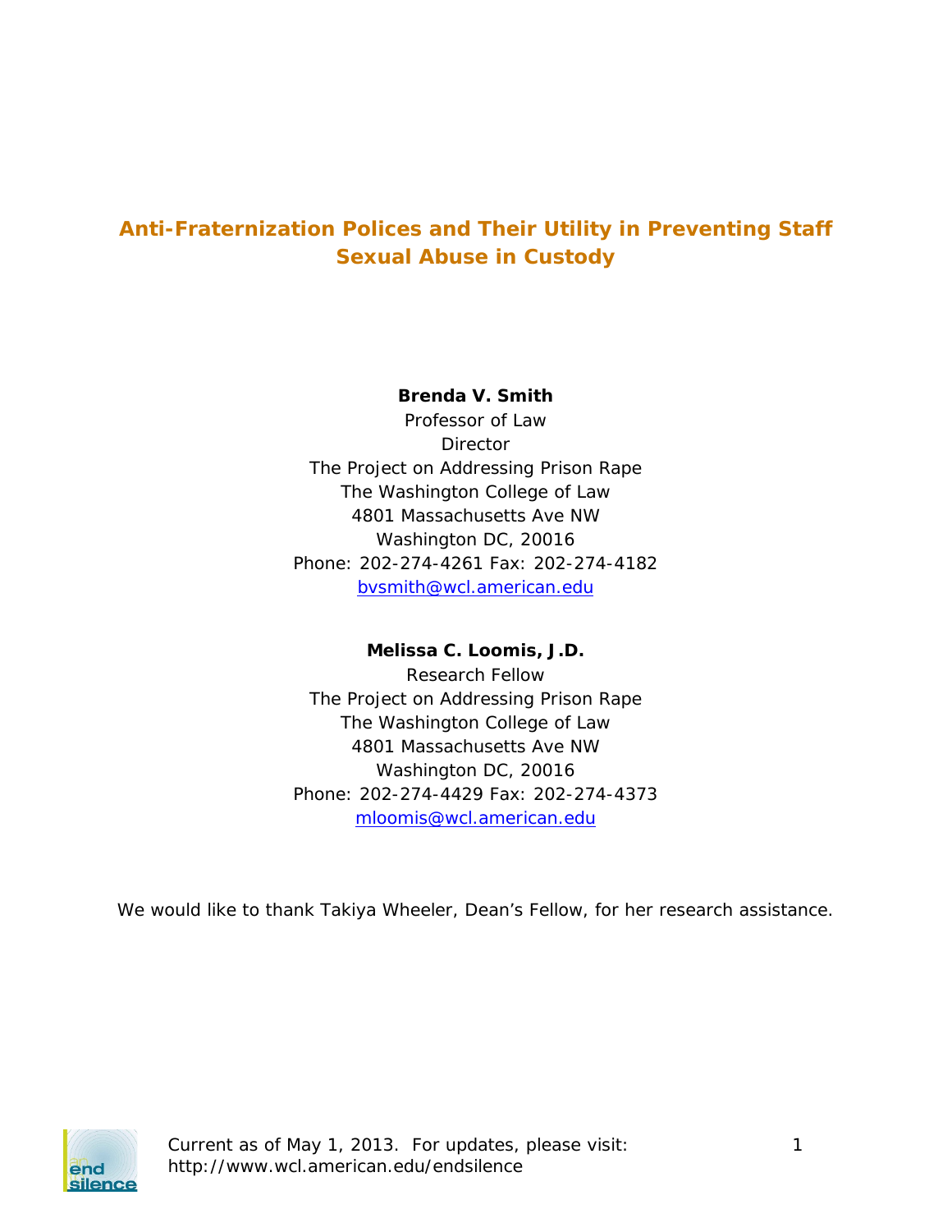# Anti-Fraternization Polices and Their Utility in Preventing Staff Sexual Abuse in Custody

**Brenda V. Smith**
Professor of Law
Director
The Project on Addressing Prison Rape
The Washington College of Law
4801 Massachusetts Ave NW
Washington DC, 20016
Phone: 202-274-4261 Fax: 202-274-4182
bvsmith@wcl.american.edu

**Melissa C. Loomis, J.D.**
Research Fellow
The Project on Addressing Prison Rape
The Washington College of Law
4801 Massachusetts Ave NW
Washington DC, 20016
Phone: 202-274-4429 Fax: 202-274-4373
mloomis@wcl.american.edu

We would like to thank Takiya Wheeler, Dean's Fellow, for her research assistance.

Current as of May 1, 2013. For updates, please visit: http://www.wcl.american.edu/endsilence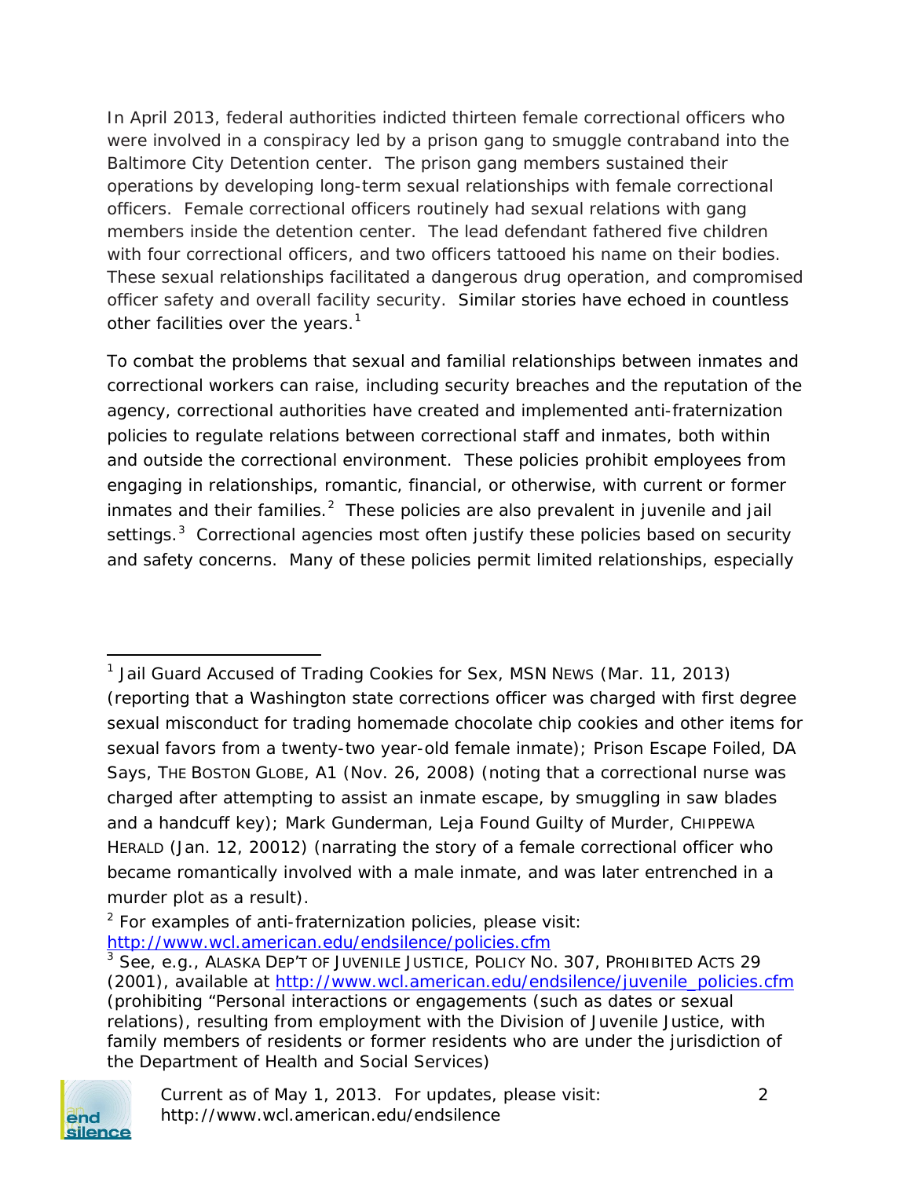In April 2013, federal authorities indicted thirteen female correctional officers who were involved in a conspiracy led by a prison gang to smuggle contraband into the Baltimore City Detention center. The prison gang members sustained their operations by developing long-term sexual relationships with female correctional officers. Female correctional officers routinely had sexual relations with gang members inside the detention center. The lead defendant fathered five children with four correctional officers, and two officers tattooed his name on their bodies. These sexual relationships facilitated a dangerous drug operation, and compromised officer safety and overall facility security. Similar stories have echoed in countless other facilities over the years.[1]

To combat the problems that sexual and familial relationships between inmates and correctional workers can raise, including security breaches and the reputation of the agency, correctional authorities have created and implemented anti-fraternization policies to regulate relations between correctional staff and inmates, both within and outside the correctional environment. These policies prohibit employees from engaging in relationships, romantic, financial, or otherwise, with current or former inmates and their families.[2] These policies are also prevalent in juvenile and jail settings.[3] Correctional agencies most often justify these policies based on security and safety concerns. Many of these policies permit limited relationships, especially

---

[1] Jail Guard Accused of Trading Cookies for Sex, MSN NEWS (Mar. 11, 2013) (reporting that a Washington state corrections officer was charged with first degree sexual misconduct for trading homemade chocolate chip cookies and other items for sexual favors from a twenty-two year-old female inmate); Prison Escape Foiled, DA Says, THE BOSTON GLOBE, A1 (Nov. 26, 2008) (noting that a correctional nurse was charged after attempting to assist an inmate escape, by smuggling in saw blades and a handcuff key); Mark Gunderman, Leja Found Guilty of Murder, CHIPPEWA HERALD (Jan. 12, 20012) (narrating the story of a female correctional officer who became romantically involved with a male inmate, and was later entrenched in a murder plot as a result).

[2] For examples of anti-fraternization policies, please visit: http://www.wcl.american.edu/endsilence/policies.cfm

[3] See, e.g., ALASKA DEP'T OF JUVENILE JUSTICE, POLICY NO. 307, PROHIBITED ACTS 29 (2001), available at http://www.wcl.american.edu/endsilence/juvenile_policies.cfm (prohibiting "Personal interactions or engagements (such as dates or sexual relations), resulting from employment with the Division of Juvenile Justice, with family members of residents or former residents who are under the jurisdiction of the Department of Health and Social Services)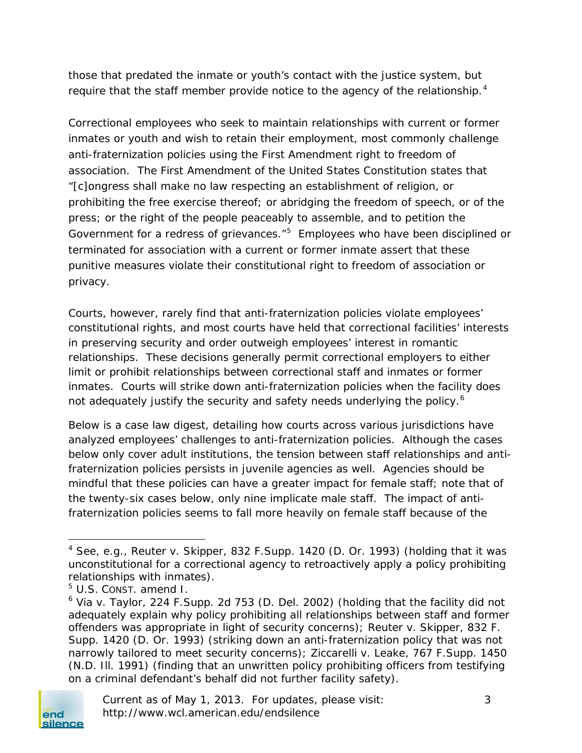those that predated the inmate or youth's contact with the justice system, but require that the staff member provide notice to the agency of the relationship.[4]

Correctional employees who seek to maintain relationships with current or former inmates or youth and wish to retain their employment, most commonly challenge anti-fraternization policies using the First Amendment right to freedom of association. The First Amendment of the United States Constitution states that "[c]ongress shall make no law respecting an establishment of religion, or prohibiting the free exercise thereof; or abridging the freedom of speech, or of the press; or the right of the people peaceably to assemble, and to petition the Government for a redress of grievances."[5] Employees who have been disciplined or terminated for association with a current or former inmate assert that these punitive measures violate their constitutional right to freedom of association or privacy.

Courts, however, rarely find that anti-fraternization policies violate employees' constitutional rights, and most courts have held that correctional facilities' interests in preserving security and order outweigh employees' interest in romantic relationships. These decisions generally permit correctional employers to either limit or prohibit relationships between correctional staff and inmates or former inmates. Courts will strike down anti-fraternization policies when the facility does not adequately justify the security and safety needs underlying the policy.[6]

Below is a case law digest, detailing how courts across various jurisdictions have analyzed employees' challenges to anti-fraternization policies. Although the cases below only cover adult institutions, the tension between staff relationships and anti-fraternization policies persists in juvenile agencies as well. Agencies should be mindful that these policies can have a greater impact for female staff; note that of the twenty-six cases below, only nine implicate male staff. The impact of anti-fraternization policies seems to fall more heavily on female staff because of the

---

[4] See, e.g., Reuter v. Skipper, 832 F.Supp. 1420 (D. Or. 1993) (holding that it was unconstitutional for a correctional agency to retroactively apply a policy prohibiting relationships with inmates).

[5] U.S. CONST. amend I.

[6] Via v. Taylor, 224 F.Supp. 2d 753 (D. Del. 2002) (holding that the facility did not adequately explain why policy prohibiting all relationships between staff and former offenders was appropriate in light of security concerns); Reuter v. Skipper, 832 F. Supp. 1420 (D. Or. 1993) (striking down an anti-fraternization policy that was not narrowly tailored to meet security concerns); Ziccarelli v. Leake, 767 F.Supp. 1450 (N.D. Ill. 1991) (finding that an unwritten policy prohibiting officers from testifying on a criminal defendant's behalf did not further facility safety).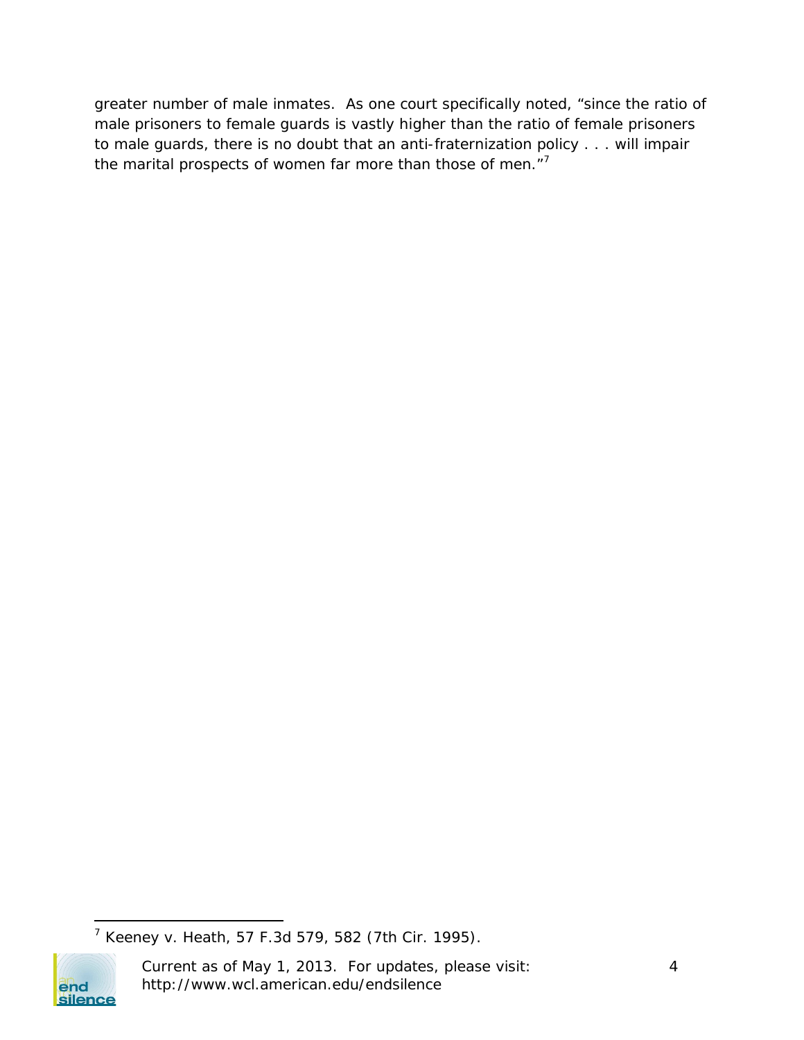greater number of male inmates. As one court specifically noted, "since the ratio of male prisoners to female guards is vastly higher than the ratio of female prisoners to male guards, there is no doubt that an anti-fraternization policy . . . will impair the marital prospects of women far more than those of men."[7]

[7] Keeney v. Heath, 57 F.3d 579, 582 (7th Cir. 1995).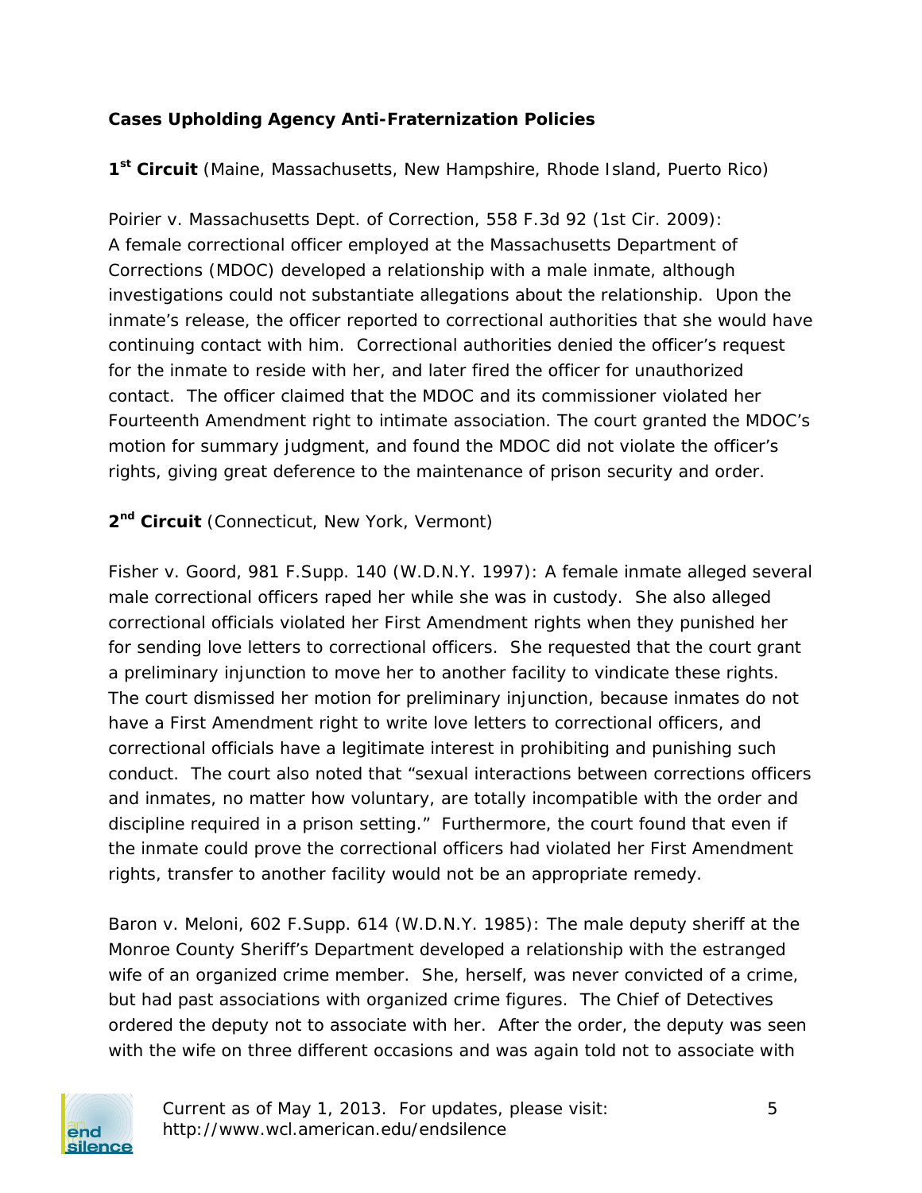**Cases Upholding Agency Anti-Fraternization Policies**

**1[st] Circuit** (Maine, Massachusetts, New Hampshire, Rhode Island, Puerto Rico)

Poirier v. Massachusetts Dept. of Correction, 558 F.3d 92 (1st Cir. 2009): A female correctional officer employed at the Massachusetts Department of Corrections (MDOC) developed a relationship with a male inmate, although investigations could not substantiate allegations about the relationship. Upon the inmate's release, the officer reported to correctional authorities that she would have continuing contact with him. Correctional authorities denied the officer's request for the inmate to reside with her, and later fired the officer for unauthorized contact. The officer claimed that the MDOC and its commissioner violated her Fourteenth Amendment right to intimate association. The court granted the MDOC's motion for summary judgment, and found the MDOC did not violate the officer's rights, giving great deference to the maintenance of prison security and order.

**2[nd] Circuit** (Connecticut, New York, Vermont)

Fisher v. Goord, 981 F.Supp. 140 (W.D.N.Y. 1997): A female inmate alleged several male correctional officers raped her while she was in custody. She also alleged correctional officials violated her First Amendment rights when they punished her for sending love letters to correctional officers. She requested that the court grant a preliminary injunction to move her to another facility to vindicate these rights. The court dismissed her motion for preliminary injunction, because inmates do not have a First Amendment right to write love letters to correctional officers, and correctional officials have a legitimate interest in prohibiting and punishing such conduct. The court also noted that "sexual interactions between corrections officers and inmates, no matter how voluntary, are totally incompatible with the order and discipline required in a prison setting." Furthermore, the court found that even if the inmate could prove the correctional officers had violated her First Amendment rights, transfer to another facility would not be an appropriate remedy.

Baron v. Meloni, 602 F.Supp. 614 (W.D.N.Y. 1985): The male deputy sheriff at the Monroe County Sheriff's Department developed a relationship with the estranged wife of an organized crime member. She, herself, was never convicted of a crime, but had past associations with organized crime figures. The Chief of Detectives ordered the deputy not to associate with her. After the order, the deputy was seen with the wife on three different occasions and was again told not to associate with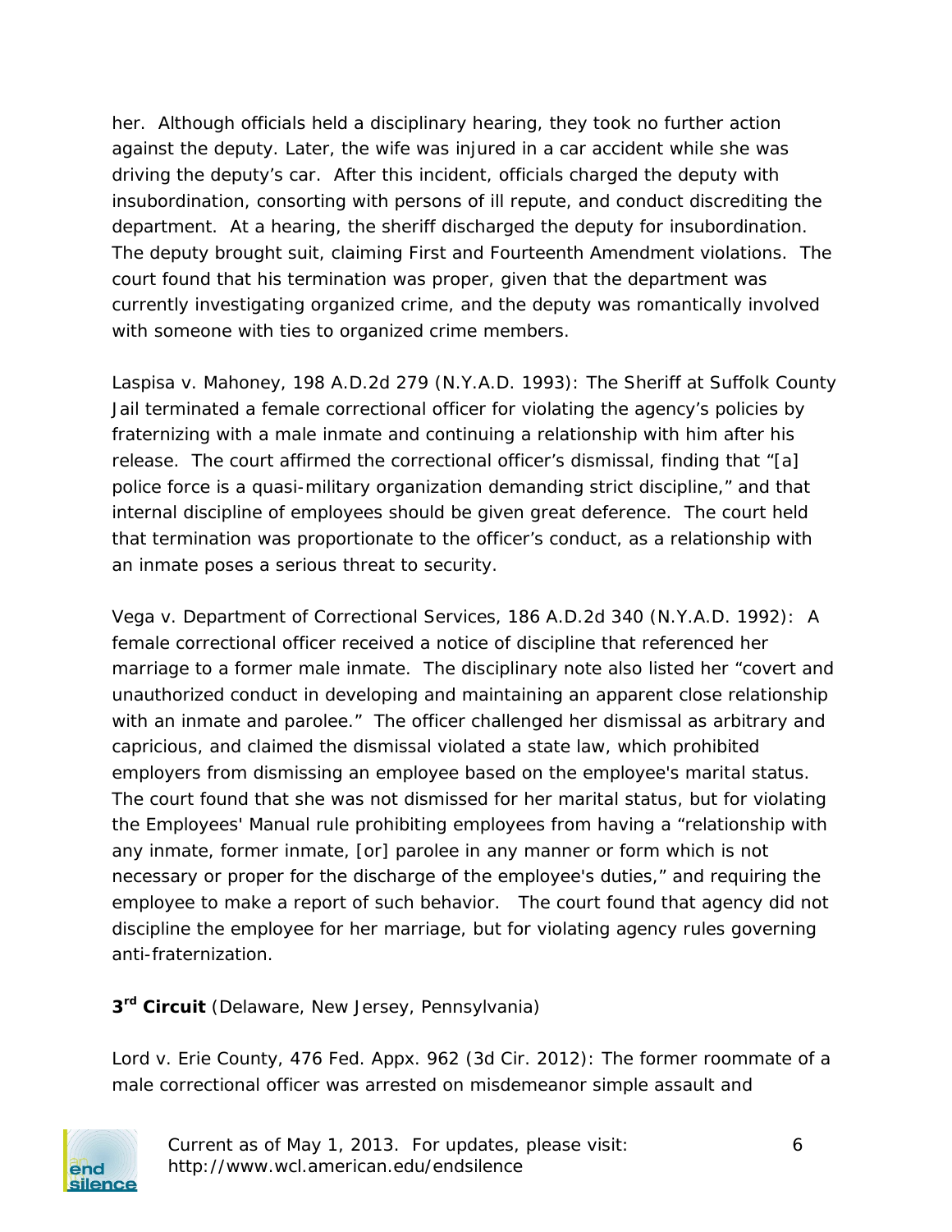her. Although officials held a disciplinary hearing, they took no further action against the deputy. Later, the wife was injured in a car accident while she was driving the deputy's car. After this incident, officials charged the deputy with insubordination, consorting with persons of ill repute, and conduct discrediting the department. At a hearing, the sheriff discharged the deputy for insubordination. The deputy brought suit, claiming First and Fourteenth Amendment violations. The court found that his termination was proper, given that the department was currently investigating organized crime, and the deputy was romantically involved with someone with ties to organized crime members.

*Laspisa v. Mahoney*, 198 A.D.2d 279 (N.Y.A.D. 1993): The Sheriff at Suffolk County Jail terminated a female correctional officer for violating the agency's policies by fraternizing with a male inmate and continuing a relationship with him after his release. The court affirmed the correctional officer's dismissal, finding that "[a] police force is a quasi-military organization demanding strict discipline," and that internal discipline of employees should be given great deference. The court held that termination was proportionate to the officer's conduct, as a relationship with an inmate poses a serious threat to security.

*Vega v. Department of Correctional Services*, 186 A.D.2d 340 (N.Y.A.D. 1992): A female correctional officer received a notice of discipline that referenced her marriage to a former male inmate. The disciplinary note also listed her "covert and unauthorized conduct in developing and maintaining an apparent close relationship with an inmate and parolee." The officer challenged her dismissal as arbitrary and capricious, and claimed the dismissal violated a state law, which prohibited employers from dismissing an employee based on the employee's marital status. The court found that she was not dismissed for her marital status, but for violating the Employees' Manual rule prohibiting employees from having a "relationship with any inmate, former inmate, [or] parolee in any manner or form which is not necessary or proper for the discharge of the employee's duties," and requiring the employee to make a report of such behavior. The court found that agency did not discipline the employee for her marriage, but for violating agency rules governing anti-fraternization.

**3rd Circuit** (Delaware, New Jersey, Pennsylvania)

*Lord v. Erie County*, 476 Fed. Appx. 962 (3d Cir. 2012): The former roommate of a male correctional officer was arrested on misdemeanor simple assault and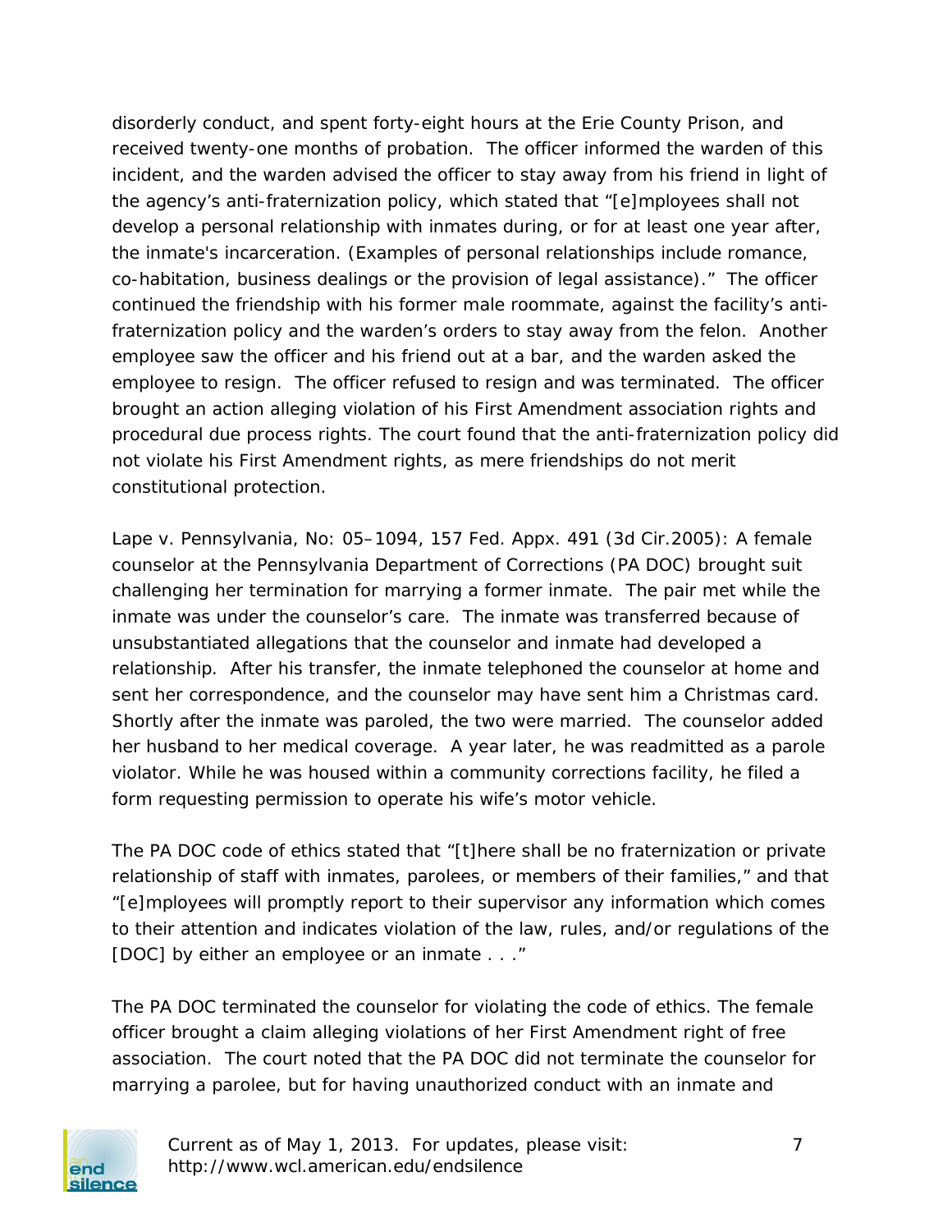disorderly conduct, and spent forty-eight hours at the Erie County Prison, and received twenty-one months of probation. The officer informed the warden of this incident, and the warden advised the officer to stay away from his friend in light of the agency's anti-fraternization policy, which stated that "[e]mployees shall not develop a personal relationship with inmates during, or for at least one year after, the inmate's incarceration. (Examples of personal relationships include romance, co-habitation, business dealings or the provision of legal assistance)." The officer continued the friendship with his former male roommate, against the facility's anti-fraternization policy and the warden's orders to stay away from the felon. Another employee saw the officer and his friend out at a bar, and the warden asked the employee to resign. The officer refused to resign and was terminated. The officer brought an action alleging violation of his First Amendment association rights and procedural due process rights. The court found that the anti-fraternization policy did not violate his First Amendment rights, as mere friendships do not merit constitutional protection.

Lape v. Pennsylvania, No: 05–1094, 157 Fed. Appx. 491 (3d Cir.2005): A female counselor at the Pennsylvania Department of Corrections (PA DOC) brought suit challenging her termination for marrying a former inmate. The pair met while the inmate was under the counselor's care. The inmate was transferred because of unsubstantiated allegations that the counselor and inmate had developed a relationship. After his transfer, the inmate telephoned the counselor at home and sent her correspondence, and the counselor may have sent him a Christmas card. Shortly after the inmate was paroled, the two were married. The counselor added her husband to her medical coverage. A year later, he was readmitted as a parole violator. While he was housed within a community corrections facility, he filed a form requesting permission to operate his wife's motor vehicle.

The PA DOC code of ethics stated that "[t]here shall be no fraternization or private relationship of staff with inmates, parolees, or members of their families," and that "[e]mployees will promptly report to their supervisor any information which comes to their attention and indicates violation of the law, rules, and/or regulations of the [DOC] by either an employee or an inmate . . ."

The PA DOC terminated the counselor for violating the code of ethics. The female officer brought a claim alleging violations of her First Amendment right of free association. The court noted that the PA DOC did not terminate the counselor for marrying a parolee, but for having unauthorized conduct with an inmate and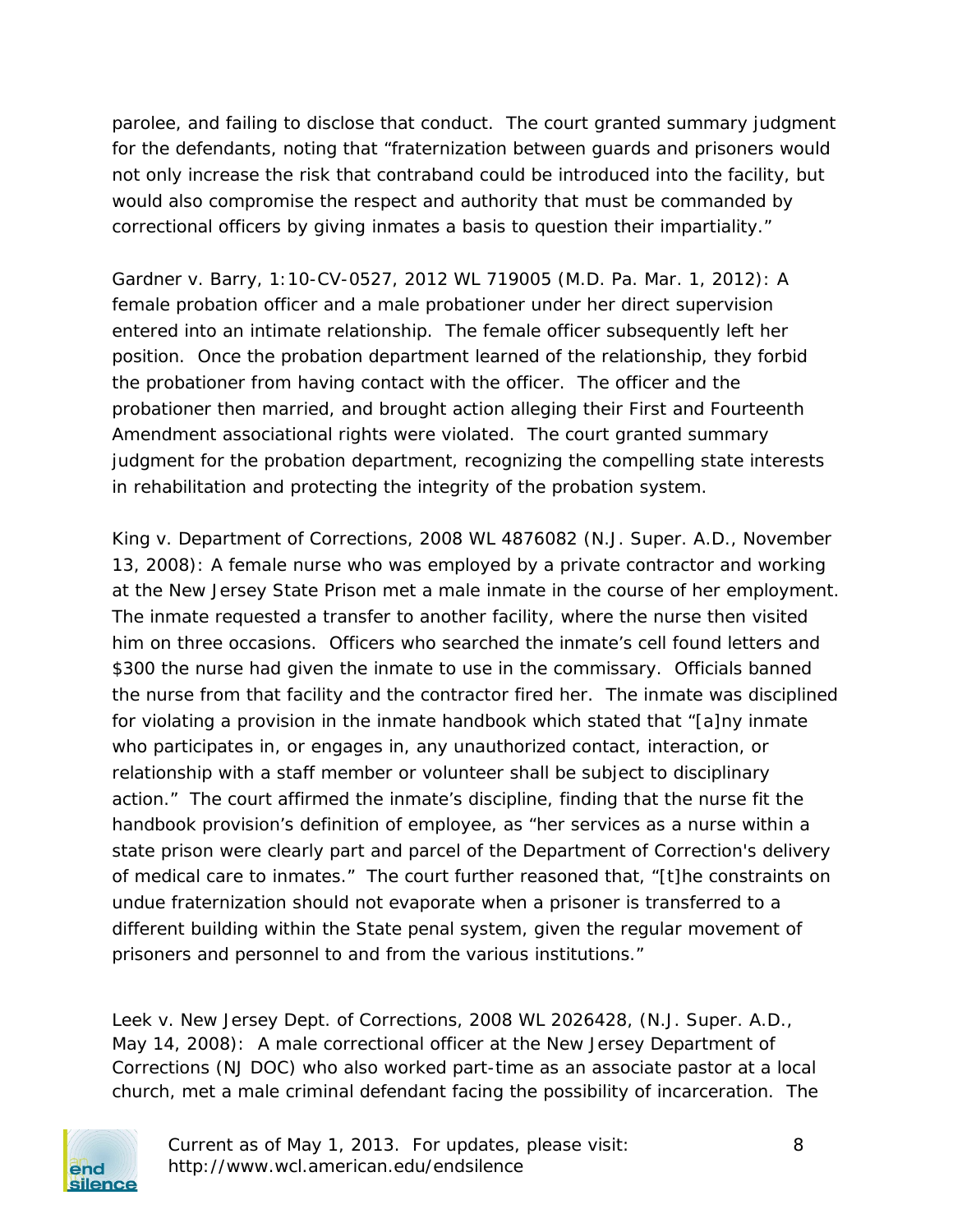parolee, and failing to disclose that conduct. The court granted summary judgment for the defendants, noting that "fraternization between guards and prisoners would not only increase the risk that contraband could be introduced into the facility, but would also compromise the respect and authority that must be commanded by correctional officers by giving inmates a basis to question their impartiality."

Gardner v. Barry, 1:10-CV-0527, 2012 WL 719005 (M.D. Pa. Mar. 1, 2012): A female probation officer and a male probationer under her direct supervision entered into an intimate relationship. The female officer subsequently left her position. Once the probation department learned of the relationship, they forbid the probationer from having contact with the officer. The officer and the probationer then married, and brought action alleging their First and Fourteenth Amendment associational rights were violated. The court granted summary judgment for the probation department, recognizing the compelling state interests in rehabilitation and protecting the integrity of the probation system.

King v. Department of Corrections, 2008 WL 4876082 (N.J. Super. A.D., November 13, 2008): A female nurse who was employed by a private contractor and working at the New Jersey State Prison met a male inmate in the course of her employment. The inmate requested a transfer to another facility, where the nurse then visited him on three occasions. Officers who searched the inmate's cell found letters and $300 the nurse had given the inmate to use in the commissary. Officials banned the nurse from that facility and the contractor fired her. The inmate was disciplined for violating a provision in the inmate handbook which stated that "[a]ny inmate who participates in, or engages in, any unauthorized contact, interaction, or relationship with a staff member or volunteer shall be subject to disciplinary action." The court affirmed the inmate's discipline, finding that the nurse fit the handbook provision's definition of employee, as "her services as a nurse within a state prison were clearly part and parcel of the Department of Correction's delivery of medical care to inmates." The court further reasoned that, "[t]he constraints on undue fraternization should not evaporate when a prisoner is transferred to a different building within the State penal system, given the regular movement of prisoners and personnel to and from the various institutions."

Leek v. New Jersey Dept. of Corrections, 2008 WL 2026428, (N.J. Super. A.D., May 14, 2008): A male correctional officer at the New Jersey Department of Corrections (NJ DOC) who also worked part-time as an associate pastor at a local church, met a male criminal defendant facing the possibility of incarceration. The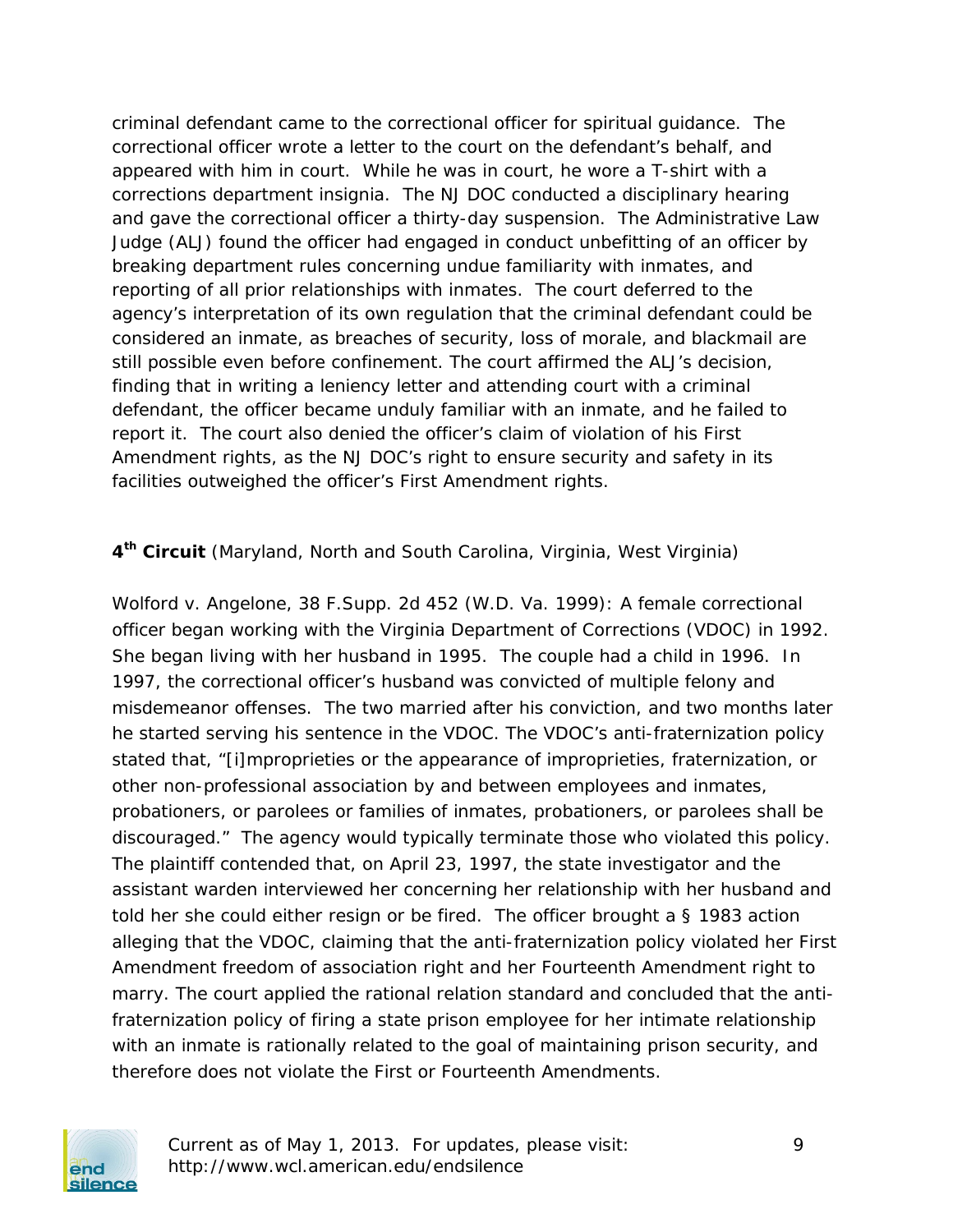criminal defendant came to the correctional officer for spiritual guidance. The correctional officer wrote a letter to the court on the defendant's behalf, and appeared with him in court. While he was in court, he wore a T-shirt with a corrections department insignia. The NJ DOC conducted a disciplinary hearing and gave the correctional officer a thirty-day suspension. The Administrative Law Judge (ALJ) found the officer had engaged in conduct unbefitting of an officer by breaking department rules concerning undue familiarity with inmates, and reporting of all prior relationships with inmates. The court deferred to the agency's interpretation of its own regulation that the criminal defendant could be considered an inmate, as breaches of security, loss of morale, and blackmail are still possible even before confinement. The court affirmed the ALJ's decision, finding that in writing a leniency letter and attending court with a criminal defendant, the officer became unduly familiar with an inmate, and he failed to report it. The court also denied the officer's claim of violation of his First Amendment rights, as the NJ DOC's right to ensure security and safety in its facilities outweighed the officer's First Amendment rights.

**4th Circuit** (Maryland, North and South Carolina, Virginia, West Virginia)

Wolford v. Angelone, 38 F.Supp. 2d 452 (W.D. Va. 1999): A female correctional officer began working with the Virginia Department of Corrections (VDOC) in 1992. She began living with her husband in 1995. The couple had a child in 1996. In 1997, the correctional officer's husband was convicted of multiple felony and misdemeanor offenses. The two married after his conviction, and two months later he started serving his sentence in the VDOC. The VDOC's anti-fraternization policy stated that, "[i]mproprieties or the appearance of improprieties, fraternization, or other non-professional association by and between employees and inmates, probationers, or parolees or families of inmates, probationers, or parolees shall be discouraged." The agency would typically terminate those who violated this policy. The plaintiff contended that, on April 23, 1997, the state investigator and the assistant warden interviewed her concerning her relationship with her husband and told her she could either resign or be fired. The officer brought a § 1983 action alleging that the VDOC, claiming that the anti-fraternization policy violated her First Amendment freedom of association right and her Fourteenth Amendment right to marry. The court applied the rational relation standard and concluded that the anti-fraternization policy of firing a state prison employee for her intimate relationship with an inmate is rationally related to the goal of maintaining prison security, and therefore does not violate the First or Fourteenth Amendments.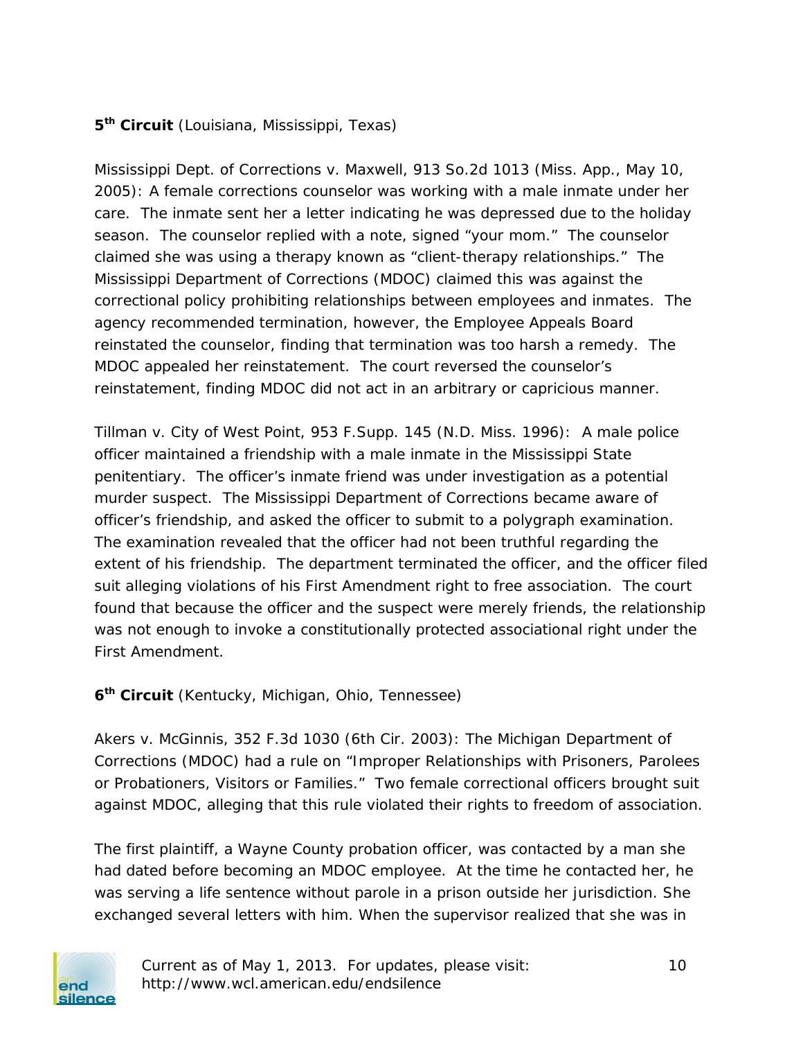**5th Circuit** (Louisiana, Mississippi, Texas)

Mississippi Dept. of Corrections v. Maxwell, 913 So.2d 1013 (Miss. App., May 10, 2005): A female corrections counselor was working with a male inmate under her care. The inmate sent her a letter indicating he was depressed due to the holiday season. The counselor replied with a note, signed "your mom." The counselor claimed she was using a therapy known as "client-therapy relationships." The Mississippi Department of Corrections (MDOC) claimed this was against the correctional policy prohibiting relationships between employees and inmates. The agency recommended termination, however, the Employee Appeals Board reinstated the counselor, finding that termination was too harsh a remedy. The MDOC appealed her reinstatement. The court reversed the counselor's reinstatement, finding MDOC did not act in an arbitrary or capricious manner.

Tillman v. City of West Point, 953 F.Supp. 145 (N.D. Miss. 1996): A male police officer maintained a friendship with a male inmate in the Mississippi State penitentiary. The officer's inmate friend was under investigation as a potential murder suspect. The Mississippi Department of Corrections became aware of officer's friendship, and asked the officer to submit to a polygraph examination. The examination revealed that the officer had not been truthful regarding the extent of his friendship. The department terminated the officer, and the officer filed suit alleging violations of his First Amendment right to free association. The court found that because the officer and the suspect were merely friends, the relationship was not enough to invoke a constitutionally protected associational right under the First Amendment.

**6th Circuit** (Kentucky, Michigan, Ohio, Tennessee)

Akers v. McGinnis, 352 F.3d 1030 (6th Cir. 2003): The Michigan Department of Corrections (MDOC) had a rule on "Improper Relationships with Prisoners, Parolees or Probationers, Visitors or Families." Two female correctional officers brought suit against MDOC, alleging that this rule violated their rights to freedom of association.

The first plaintiff, a Wayne County probation officer, was contacted by a man she had dated before becoming an MDOC employee. At the time he contacted her, he was serving a life sentence without parole in a prison outside her jurisdiction. She exchanged several letters with him. When the supervisor realized that she was in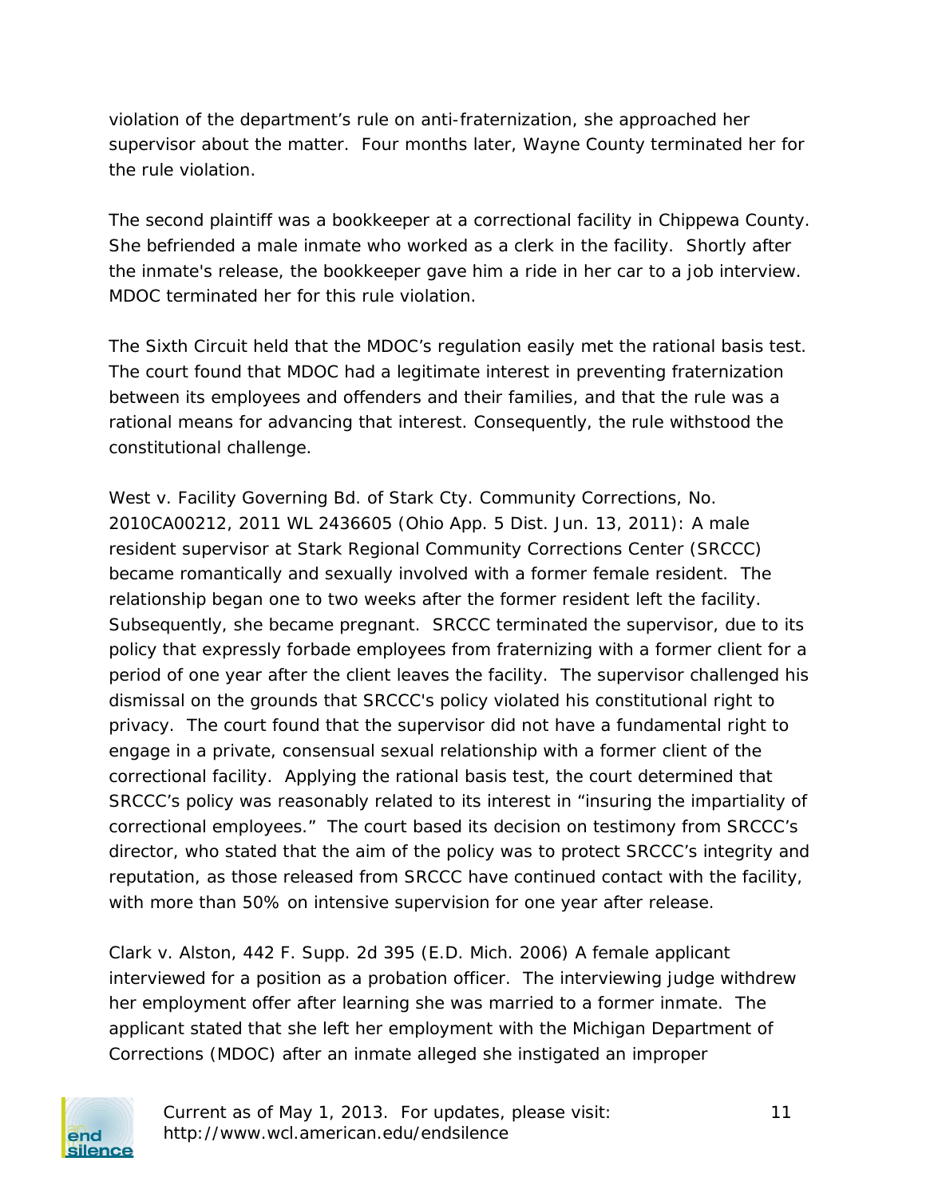violation of the department's rule on anti-fraternization, she approached her supervisor about the matter. Four months later, Wayne County terminated her for the rule violation.

The second plaintiff was a bookkeeper at a correctional facility in Chippewa County. She befriended a male inmate who worked as a clerk in the facility. Shortly after the inmate's release, the bookkeeper gave him a ride in her car to a job interview. MDOC terminated her for this rule violation.

The Sixth Circuit held that the MDOC's regulation easily met the rational basis test. The court found that MDOC had a legitimate interest in preventing fraternization between its employees and offenders and their families, and that the rule was a rational means for advancing that interest. Consequently, the rule withstood the constitutional challenge.

West v. Facility Governing Bd. of Stark Cty. Community Corrections, No. 2010CA00212, 2011 WL 2436605 (Ohio App. 5 Dist. Jun. 13, 2011): A male resident supervisor at Stark Regional Community Corrections Center (SRCCC) became romantically and sexually involved with a former female resident. The relationship began one to two weeks after the former resident left the facility. Subsequently, she became pregnant. SRCCC terminated the supervisor, due to its policy that expressly forbade employees from fraternizing with a former client for a period of one year after the client leaves the facility. The supervisor challenged his dismissal on the grounds that SRCCC's policy violated his constitutional right to privacy. The court found that the supervisor did not have a fundamental right to engage in a private, consensual sexual relationship with a former client of the correctional facility. Applying the rational basis test, the court determined that SRCCC's policy was reasonably related to its interest in "insuring the impartiality of correctional employees." The court based its decision on testimony from SRCCC's director, who stated that the aim of the policy was to protect SRCCC's integrity and reputation, as those released from SRCCC have continued contact with the facility, with more than 50% on intensive supervision for one year after release.

Clark v. Alston, 442 F. Supp. 2d 395 (E.D. Mich. 2006) A female applicant interviewed for a position as a probation officer. The interviewing judge withdrew her employment offer after learning she was married to a former inmate. The applicant stated that she left her employment with the Michigan Department of Corrections (MDOC) after an inmate alleged she instigated an improper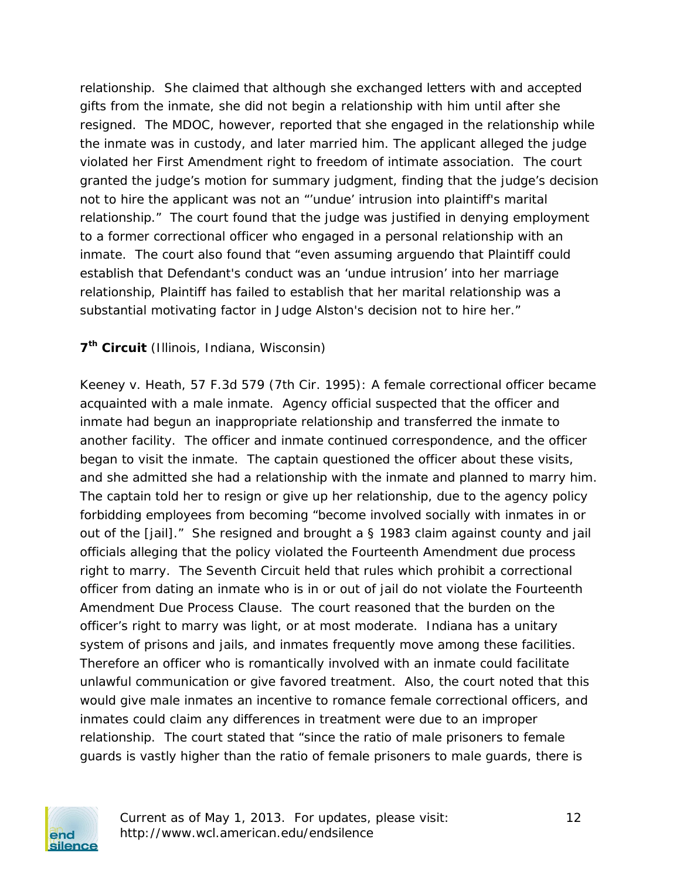relationship. She claimed that although she exchanged letters with and accepted gifts from the inmate, she did not begin a relationship with him until after she resigned. The MDOC, however, reported that she engaged in the relationship while the inmate was in custody, and later married him. The applicant alleged the judge violated her First Amendment right to freedom of intimate association. The court granted the judge's motion for summary judgment, finding that the judge's decision not to hire the applicant was not an "'undue' intrusion into plaintiff's marital relationship." The court found that the judge was justified in denying employment to a former correctional officer who engaged in a personal relationship with an inmate. The court also found that "even assuming arguendo that Plaintiff could establish that Defendant's conduct was an 'undue intrusion' into her marriage relationship, Plaintiff has failed to establish that her marital relationship was a substantial motivating factor in Judge Alston's decision not to hire her."

**7th Circuit** (Illinois, Indiana, Wisconsin)

Keeney v. Heath, 57 F.3d 579 (7th Cir. 1995): A female correctional officer became acquainted with a male inmate. Agency official suspected that the officer and inmate had begun an inappropriate relationship and transferred the inmate to another facility. The officer and inmate continued correspondence, and the officer began to visit the inmate. The captain questioned the officer about these visits, and she admitted she had a relationship with the inmate and planned to marry him. The captain told her to resign or give up her relationship, due to the agency policy forbidding employees from becoming "become involved socially with inmates in or out of the [jail]." She resigned and brought a § 1983 claim against county and jail officials alleging that the policy violated the Fourteenth Amendment due process right to marry. The Seventh Circuit held that rules which prohibit a correctional officer from dating an inmate who is in or out of jail do not violate the Fourteenth Amendment Due Process Clause. The court reasoned that the burden on the officer's right to marry was light, or at most moderate. Indiana has a unitary system of prisons and jails, and inmates frequently move among these facilities. Therefore an officer who is romantically involved with an inmate could facilitate unlawful communication or give favored treatment. Also, the court noted that this would give male inmates an incentive to romance female correctional officers, and inmates could claim any differences in treatment were due to an improper relationship. The court stated that "since the ratio of male prisoners to female guards is vastly higher than the ratio of female prisoners to male guards, there is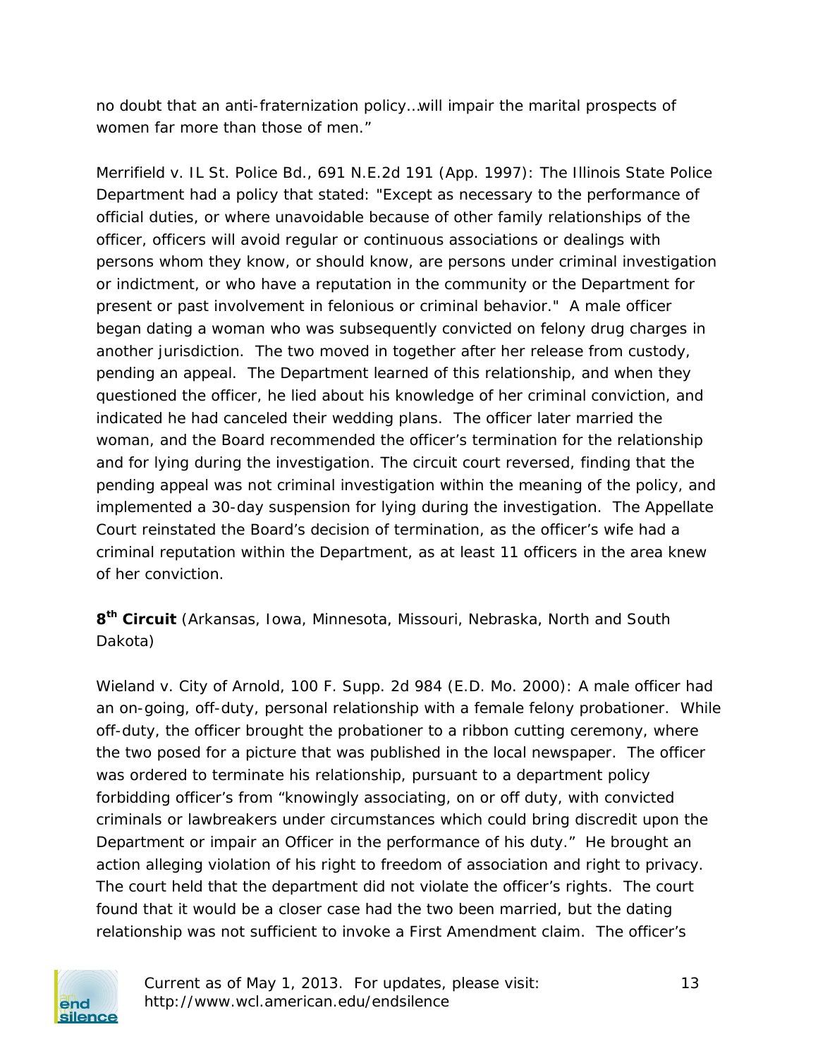no doubt that an anti-fraternization policy…will impair the marital prospects of women far more than those of men."

Merrifield v. IL St. Police Bd., 691 N.E.2d 191 (App. 1997): The Illinois State Police Department had a policy that stated: "Except as necessary to the performance of official duties, or where unavoidable because of other family relationships of the officer, officers will avoid regular or continuous associations or dealings with persons whom they know, or should know, are persons under criminal investigation or indictment, or who have a reputation in the community or the Department for present or past involvement in felonious or criminal behavior." A male officer began dating a woman who was subsequently convicted on felony drug charges in another jurisdiction. The two moved in together after her release from custody, pending an appeal. The Department learned of this relationship, and when they questioned the officer, he lied about his knowledge of her criminal conviction, and indicated he had canceled their wedding plans. The officer later married the woman, and the Board recommended the officer's termination for the relationship and for lying during the investigation. The circuit court reversed, finding that the pending appeal was not criminal investigation within the meaning of the policy, and implemented a 30-day suspension for lying during the investigation. The Appellate Court reinstated the Board's decision of termination, as the officer's wife had a criminal reputation within the Department, as at least 11 officers in the area knew of her conviction.

**8th Circuit** (Arkansas, Iowa, Minnesota, Missouri, Nebraska, North and South Dakota)

Wieland v. City of Arnold, 100 F. Supp. 2d 984 (E.D. Mo. 2000): A male officer had an on-going, off-duty, personal relationship with a female felony probationer. While off-duty, the officer brought the probationer to a ribbon cutting ceremony, where the two posed for a picture that was published in the local newspaper. The officer was ordered to terminate his relationship, pursuant to a department policy forbidding officer's from "knowingly associating, on or off duty, with convicted criminals or lawbreakers under circumstances which could bring discredit upon the Department or impair an Officer in the performance of his duty." He brought an action alleging violation of his right to freedom of association and right to privacy. The court held that the department did not violate the officer's rights. The court found that it would be a closer case had the two been married, but the dating relationship was not sufficient to invoke a First Amendment claim. The officer's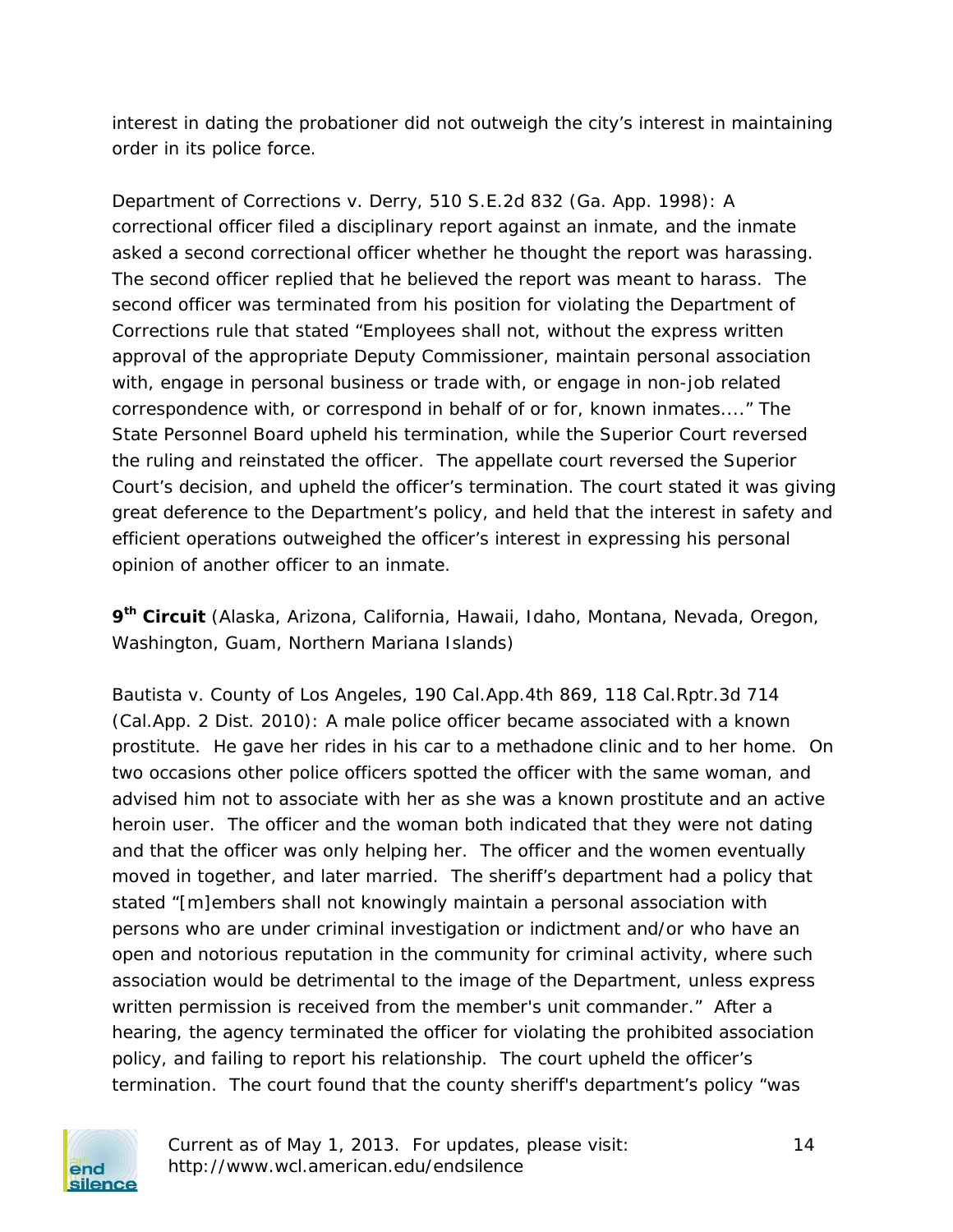interest in dating the probationer did not outweigh the city's interest in maintaining order in its police force.

Department of Corrections v. Derry, 510 S.E.2d 832 (Ga. App. 1998): A correctional officer filed a disciplinary report against an inmate, and the inmate asked a second correctional officer whether he thought the report was harassing. The second officer replied that he believed the report was meant to harass. The second officer was terminated from his position for violating the Department of Corrections rule that stated "Employees shall not, without the express written approval of the appropriate Deputy Commissioner, maintain personal association with, engage in personal business or trade with, or engage in non-job related correspondence with, or correspond in behalf of or for, known inmates...." The State Personnel Board upheld his termination, while the Superior Court reversed the ruling and reinstated the officer. The appellate court reversed the Superior Court's decision, and upheld the officer's termination. The court stated it was giving great deference to the Department's policy, and held that the interest in safety and efficient operations outweighed the officer's interest in expressing his personal opinion of another officer to an inmate.

**9th Circuit** (Alaska, Arizona, California, Hawaii, Idaho, Montana, Nevada, Oregon, Washington, Guam, Northern Mariana Islands)

Bautista v. County of Los Angeles, 190 Cal.App.4th 869, 118 Cal.Rptr.3d 714 (Cal.App. 2 Dist. 2010): A male police officer became associated with a known prostitute. He gave her rides in his car to a methadone clinic and to her home. On two occasions other police officers spotted the officer with the same woman, and advised him not to associate with her as she was a known prostitute and an active heroin user. The officer and the woman both indicated that they were not dating and that the officer was only helping her. The officer and the women eventually moved in together, and later married. The sheriff's department had a policy that stated "[m]embers shall not knowingly maintain a personal association with persons who are under criminal investigation or indictment and/or who have an open and notorious reputation in the community for criminal activity, where such association would be detrimental to the image of the Department, unless express written permission is received from the member's unit commander." After a hearing, the agency terminated the officer for violating the prohibited association policy, and failing to report his relationship. The court upheld the officer's termination. The court found that the county sheriff's department's policy "was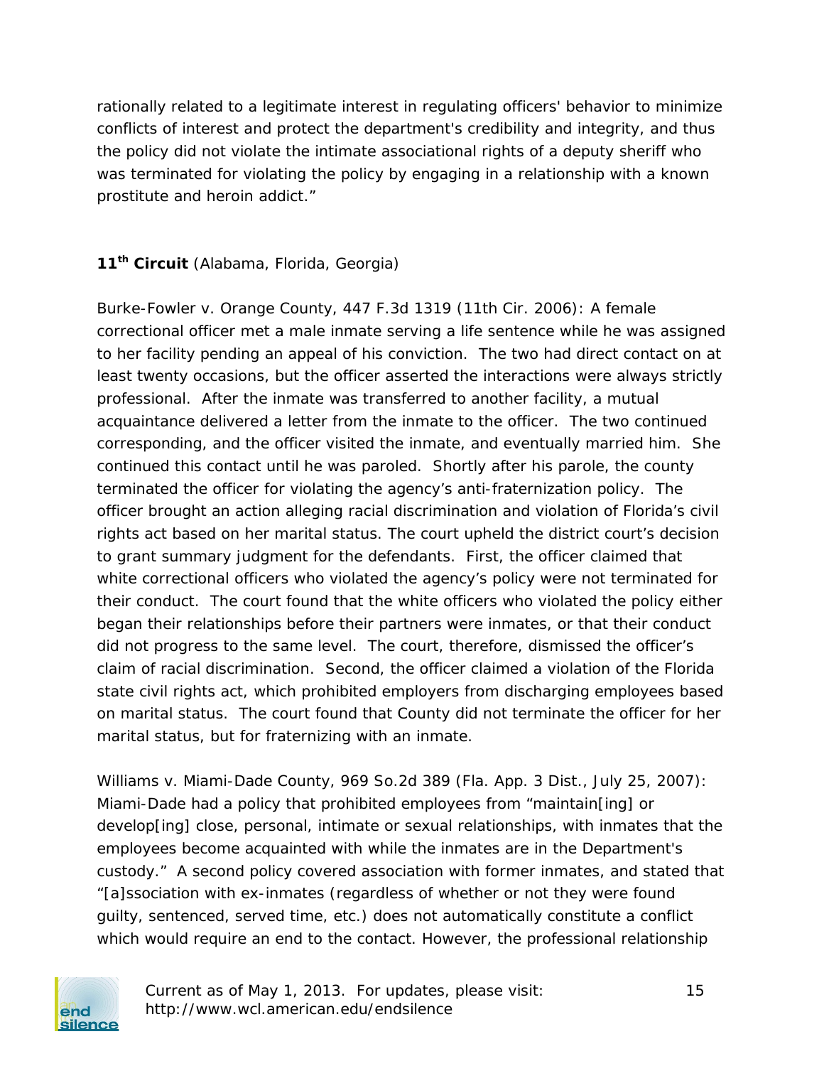rationally related to a legitimate interest in regulating officers' behavior to minimize conflicts of interest and protect the department's credibility and integrity, and thus the policy did not violate the intimate associational rights of a deputy sheriff who was terminated for violating the policy by engaging in a relationship with a known prostitute and heroin addict."

**11th Circuit** (Alabama, Florida, Georgia)

Burke-Fowler v. Orange County, 447 F.3d 1319 (11th Cir. 2006): A female correctional officer met a male inmate serving a life sentence while he was assigned to her facility pending an appeal of his conviction. The two had direct contact on at least twenty occasions, but the officer asserted the interactions were always strictly professional. After the inmate was transferred to another facility, a mutual acquaintance delivered a letter from the inmate to the officer. The two continued corresponding, and the officer visited the inmate, and eventually married him. She continued this contact until he was paroled. Shortly after his parole, the county terminated the officer for violating the agency's anti-fraternization policy. The officer brought an action alleging racial discrimination and violation of Florida's civil rights act based on her marital status. The court upheld the district court's decision to grant summary judgment for the defendants. First, the officer claimed that white correctional officers who violated the agency's policy were not terminated for their conduct. The court found that the white officers who violated the policy either began their relationships before their partners were inmates, or that their conduct did not progress to the same level. The court, therefore, dismissed the officer's claim of racial discrimination. Second, the officer claimed a violation of the Florida state civil rights act, which prohibited employers from discharging employees based on marital status. The court found that County did not terminate the officer for her marital status, but for fraternizing with an inmate.

Williams v. Miami-Dade County, 969 So.2d 389 (Fla. App. 3 Dist., July 25, 2007): Miami-Dade had a policy that prohibited employees from "maintain[ing] or develop[ing] close, personal, intimate or sexual relationships, with inmates that the employees become acquainted with while the inmates are in the Department's custody." A second policy covered association with former inmates, and stated that "[a]ssociation with ex-inmates (regardless of whether or not they were found guilty, sentenced, served time, etc.) does not automatically constitute a conflict which would require an end to the contact. However, the professional relationship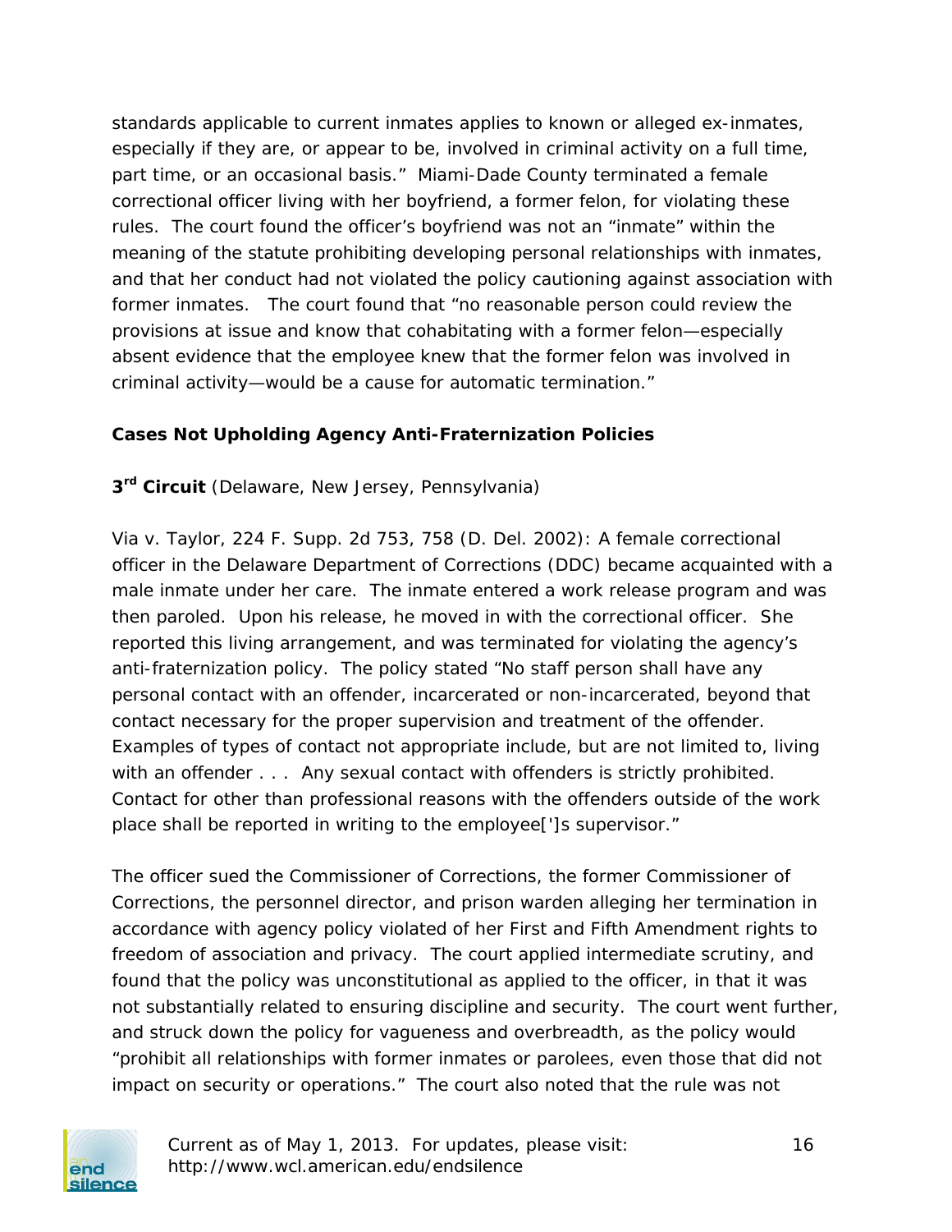standards applicable to current inmates applies to known or alleged ex-inmates, especially if they are, or appear to be, involved in criminal activity on a full time, part time, or an occasional basis." Miami-Dade County terminated a female correctional officer living with her boyfriend, a former felon, for violating these rules. The court found the officer's boyfriend was not an "inmate" within the meaning of the statute prohibiting developing personal relationships with inmates, and that her conduct had not violated the policy cautioning against association with former inmates. The court found that "no reasonable person could review the provisions at issue and know that cohabitating with a former felon—especially absent evidence that the employee knew that the former felon was involved in criminal activity—would be a cause for automatic termination."

**Cases Not Upholding Agency Anti-Fraternization Policies**

**3rd Circuit** (Delaware, New Jersey, Pennsylvania)

Via v. Taylor, 224 F. Supp. 2d 753, 758 (D. Del. 2002): A female correctional officer in the Delaware Department of Corrections (DDC) became acquainted with a male inmate under her care. The inmate entered a work release program and was then paroled. Upon his release, he moved in with the correctional officer. She reported this living arrangement, and was terminated for violating the agency's anti-fraternization policy. The policy stated "No staff person shall have any personal contact with an offender, incarcerated or non-incarcerated, beyond that contact necessary for the proper supervision and treatment of the offender. Examples of types of contact not appropriate include, but are not limited to, living with an offender . . . Any sexual contact with offenders is strictly prohibited. Contact for other than professional reasons with the offenders outside of the work place shall be reported in writing to the employee[']s supervisor."

The officer sued the Commissioner of Corrections, the former Commissioner of Corrections, the personnel director, and prison warden alleging her termination in accordance with agency policy violated of her First and Fifth Amendment rights to freedom of association and privacy. The court applied intermediate scrutiny, and found that the policy was unconstitutional as applied to the officer, in that it was not substantially related to ensuring discipline and security. The court went further, and struck down the policy for vagueness and overbreadth, as the policy would "prohibit all relationships with former inmates or parolees, even those that did not impact on security or operations." The court also noted that the rule was not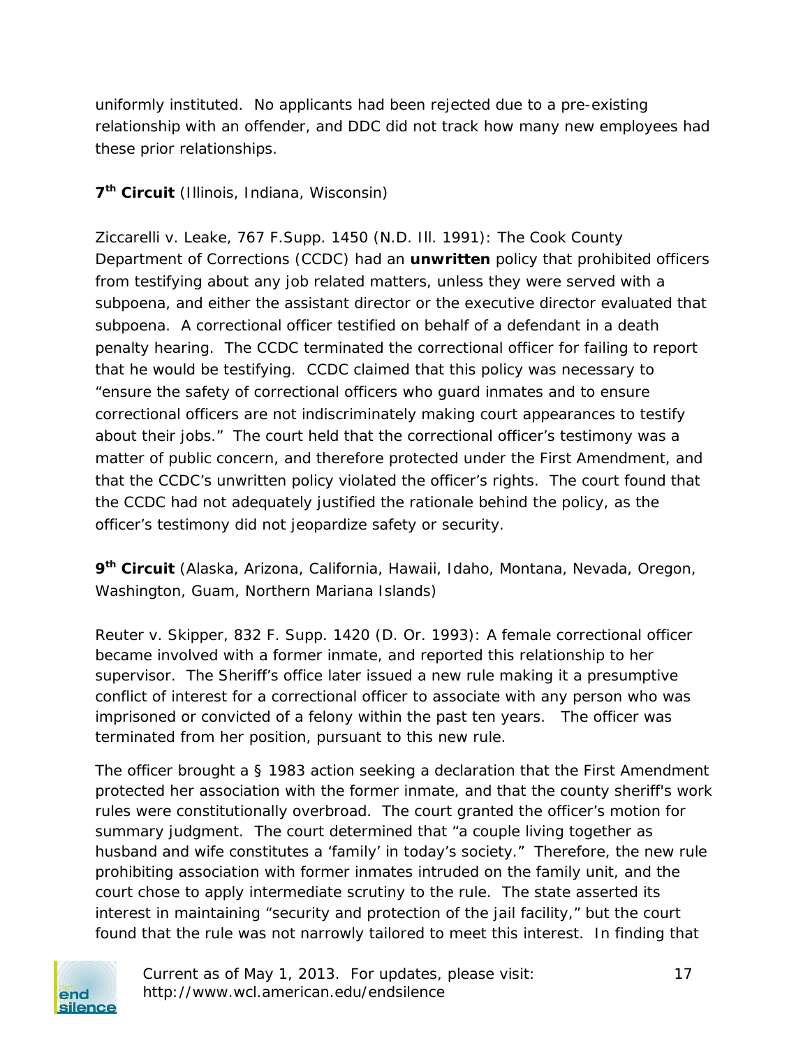uniformly instituted. No applicants had been rejected due to a pre-existing relationship with an offender, and DDC did not track how many new employees had these prior relationships.

**7th Circuit** (Illinois, Indiana, Wisconsin)

Ziccarelli v. Leake, 767 F.Supp. 1450 (N.D. Ill. 1991): The Cook County Department of Corrections (CCDC) had an **unwritten** policy that prohibited officers from testifying about any job related matters, unless they were served with a subpoena, and either the assistant director or the executive director evaluated that subpoena. A correctional officer testified on behalf of a defendant in a death penalty hearing. The CCDC terminated the correctional officer for failing to report that he would be testifying. CCDC claimed that this policy was necessary to "ensure the safety of correctional officers who guard inmates and to ensure correctional officers are not indiscriminately making court appearances to testify about their jobs." The court held that the correctional officer's testimony was a matter of public concern, and therefore protected under the First Amendment, and that the CCDC's unwritten policy violated the officer's rights. The court found that the CCDC had not adequately justified the rationale behind the policy, as the officer's testimony did not jeopardize safety or security.

**9th Circuit** (Alaska, Arizona, California, Hawaii, Idaho, Montana, Nevada, Oregon, Washington, Guam, Northern Mariana Islands)

Reuter v. Skipper, 832 F. Supp. 1420 (D. Or. 1993): A female correctional officer became involved with a former inmate, and reported this relationship to her supervisor. The Sheriff's office later issued a new rule making it a presumptive conflict of interest for a correctional officer to associate with any person who was imprisoned or convicted of a felony within the past ten years. The officer was terminated from her position, pursuant to this new rule.

The officer brought a § 1983 action seeking a declaration that the First Amendment protected her association with the former inmate, and that the county sheriff's work rules were constitutionally overbroad. The court granted the officer's motion for summary judgment. The court determined that "a couple living together as husband and wife constitutes a 'family' in today's society." Therefore, the new rule prohibiting association with former inmates intruded on the family unit, and the court chose to apply intermediate scrutiny to the rule. The state asserted its interest in maintaining "security and protection of the jail facility," but the court found that the rule was not narrowly tailored to meet this interest. In finding that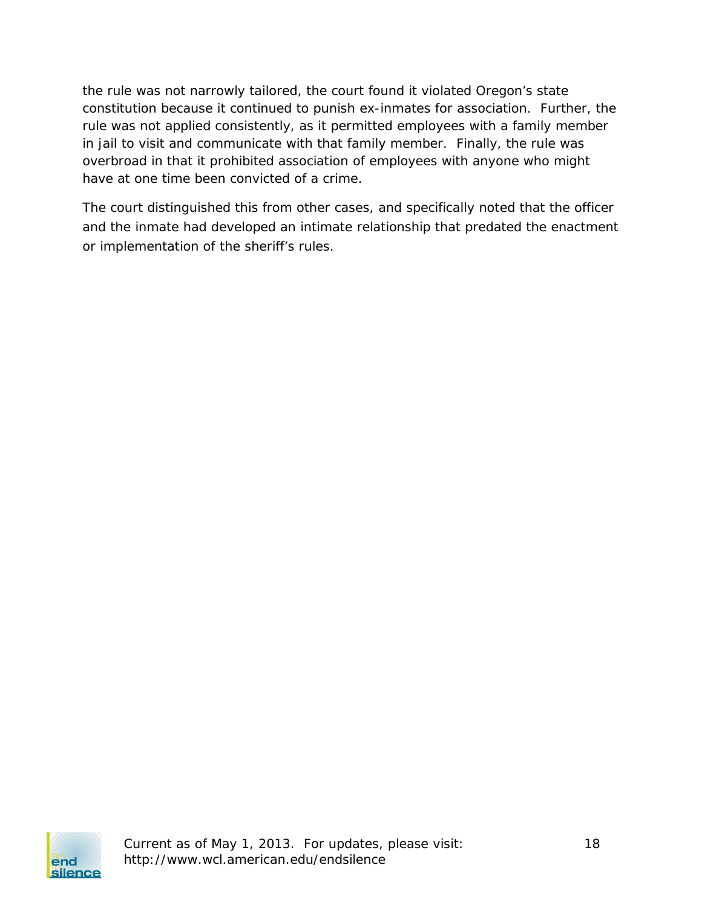the rule was not narrowly tailored, the court found it violated Oregon's state constitution because it continued to punish ex-inmates for association. Further, the rule was not applied consistently, as it permitted employees with a family member in jail to visit and communicate with that family member. Finally, the rule was overbroad in that it prohibited association of employees with anyone who might have at one time been convicted of a crime.

The court distinguished this from other cases, and specifically noted that the officer and the inmate had developed an intimate relationship that predated the enactment or implementation of the sheriff's rules.